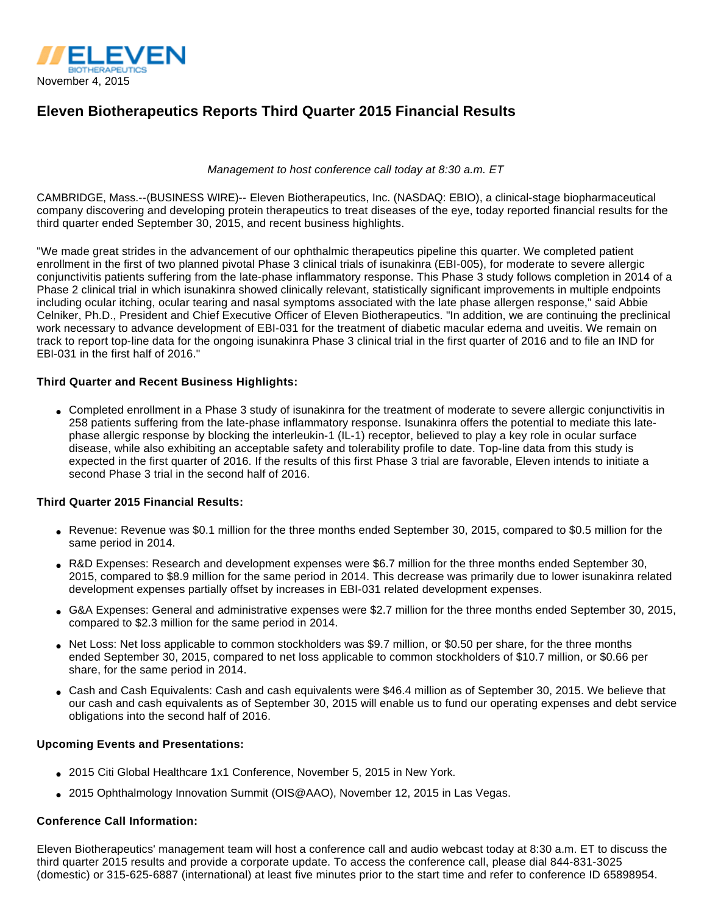ELEVEN BIOTHERAPEUTICS

November 4, 2015

# Eleven Biotherapeutics Reports Third Quarter 2015 Financial Results

*Management to host conference call today at 8:30 a.m. ET*

CAMBRIDGE, Mass.--(BUSINESS WIRE)-- Eleven Biotherapeutics, Inc. (NASDAQ: EBIO), a clinical-stage biopharmaceutical company discovering and developing protein therapeutics to treat diseases of the eye, today reported financial results for the third quarter ended September 30, 2015, and recent business highlights.

"We made great strides in the advancement of our ophthalmic therapeutics pipeline this quarter. We completed patient enrollment in the first of two planned pivotal Phase 3 clinical trials of isunakinra (EBI-005), for moderate to severe allergic conjunctivitis patients suffering from the late-phase inflammatory response. This Phase 3 study follows completion in 2014 of a Phase 2 clinical trial in which isunakinra showed clinically relevant, statistically significant improvements in multiple endpoints including ocular itching, ocular tearing and nasal symptoms associated with the late phase allergen response," said Abbie Celniker, Ph.D., President and Chief Executive Officer of Eleven Biotherapeutics. "In addition, we are continuing the preclinical work necessary to advance development of EBI-031 for the treatment of diabetic macular edema and uveitis. We remain on track to report top-line data for the ongoing isunakinra Phase 3 clinical trial in the first quarter of 2016 and to file an IND for EBI-031 in the first half of 2016."

**Third Quarter and Recent Business Highlights:**

- Completed enrollment in a Phase 3 study of isunakinra for the treatment of moderate to severe allergic conjunctivitis in 258 patients suffering from the late-phase inflammatory response. Isunakinra offers the potential to mediate this late-phase allergic response by blocking the interleukin-1 (IL-1) receptor, believed to play a key role in ocular surface disease, while also exhibiting an acceptable safety and tolerability profile to date. Top-line data from this study is expected in the first quarter of 2016. If the results of this first Phase 3 trial are favorable, Eleven intends to initiate a second Phase 3 trial in the second half of 2016.

**Third Quarter 2015 Financial Results:**

- Revenue: Revenue was $0.1 million for the three months ended September 30, 2015, compared to $0.5 million for the same period in 2014.
- R&D Expenses: Research and development expenses were $6.7 million for the three months ended September 30, 2015, compared to $8.9 million for the same period in 2014. This decrease was primarily due to lower isunakinra related development expenses partially offset by increases in EBI-031 related development expenses.
- G&A Expenses: General and administrative expenses were $2.7 million for the three months ended September 30, 2015, compared to $2.3 million for the same period in 2014.
- Net Loss: Net loss applicable to common stockholders was $9.7 million, or $0.50 per share, for the three months ended September 30, 2015, compared to net loss applicable to common stockholders of $10.7 million, or $0.66 per share, for the same period in 2014.
- Cash and Cash Equivalents: Cash and cash equivalents were $46.4 million as of September 30, 2015. We believe that our cash and cash equivalents as of September 30, 2015 will enable us to fund our operating expenses and debt service obligations into the second half of 2016.

**Upcoming Events and Presentations:**

- 2015 Citi Global Healthcare 1x1 Conference, November 5, 2015 in New York.
- 2015 Ophthalmology Innovation Summit (OIS@AAO), November 12, 2015 in Las Vegas.

**Conference Call Information:**

Eleven Biotherapeutics' management team will host a conference call and audio webcast today at 8:30 a.m. ET to discuss the third quarter 2015 results and provide a corporate update. To access the conference call, please dial 844-831-3025 (domestic) or 315-625-6887 (international) at least five minutes prior to the start time and refer to conference ID 65898954.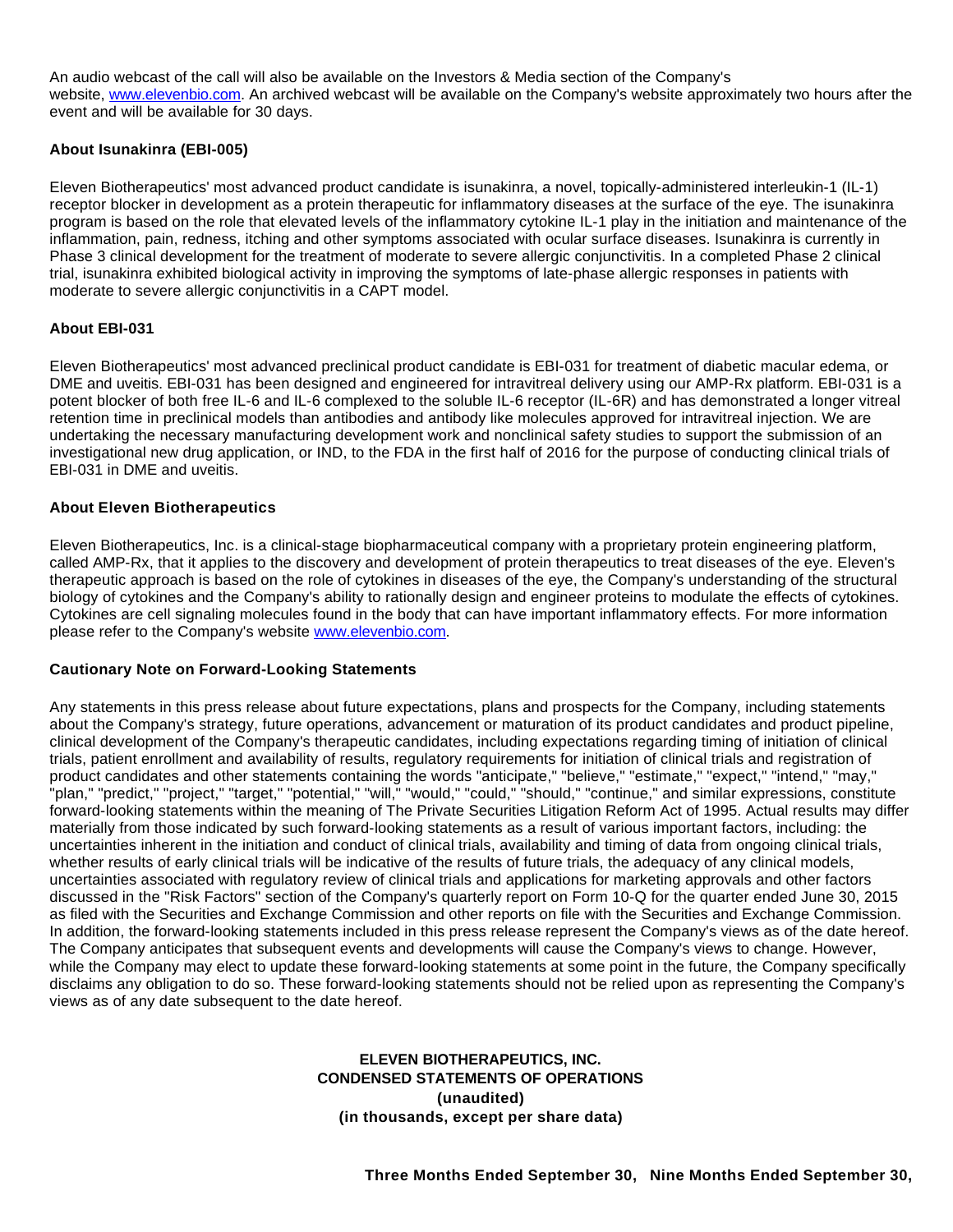An audio webcast of the call will also be available on the Investors & Media section of the Company's website, [www.elevenbio.com](http://www.elevenbio.com). An archived webcast will be available on the Company's website approximately two hours after the event and will be available for 30 days.

**About Isunakinra (EBI-005)**

Eleven Biotherapeutics' most advanced product candidate is isunakinra, a novel, topically-administered interleukin-1 (IL-1) receptor blocker in development as a protein therapeutic for inflammatory diseases at the surface of the eye. The isunakinra program is based on the role that elevated levels of the inflammatory cytokine IL-1 play in the initiation and maintenance of the inflammation, pain, redness, itching and other symptoms associated with ocular surface diseases. Isunakinra is currently in Phase 3 clinical development for the treatment of moderate to severe allergic conjunctivitis. In a completed Phase 2 clinical trial, isunakinra exhibited biological activity in improving the symptoms of late-phase allergic responses in patients with moderate to severe allergic conjunctivitis in a CAPT model.

**About EBI-031**

Eleven Biotherapeutics' most advanced preclinical product candidate is EBI-031 for treatment of diabetic macular edema, or DME and uveitis. EBI-031 has been designed and engineered for intravitreal delivery using our AMP-Rx platform. EBI-031 is a potent blocker of both free IL-6 and IL-6 complexed to the soluble IL-6 receptor (IL-6R) and has demonstrated a longer vitreal retention time in preclinical models than antibodies and antibody like molecules approved for intravitreal injection. We are undertaking the necessary manufacturing development work and nonclinical safety studies to support the submission of an investigational new drug application, or IND, to the FDA in the first half of 2016 for the purpose of conducting clinical trials of EBI-031 in DME and uveitis.

**About Eleven Biotherapeutics**

Eleven Biotherapeutics, Inc. is a clinical-stage biopharmaceutical company with a proprietary protein engineering platform, called AMP-Rx, that it applies to the discovery and development of protein therapeutics to treat diseases of the eye. Eleven's therapeutic approach is based on the role of cytokines in diseases of the eye, the Company's understanding of the structural biology of cytokines and the Company's ability to rationally design and engineer proteins to modulate the effects of cytokines. Cytokines are cell signaling molecules found in the body that can have important inflammatory effects. For more information please refer to the Company's website [www.elevenbio.com](http://www.elevenbio.com).

**Cautionary Note on Forward-Looking Statements**

Any statements in this press release about future expectations, plans and prospects for the Company, including statements about the Company's strategy, future operations, advancement or maturation of its product candidates and product pipeline, clinical development of the Company's therapeutic candidates, including expectations regarding timing of initiation of clinical trials, patient enrollment and availability of results, regulatory requirements for initiation of clinical trials and registration of product candidates and other statements containing the words "anticipate," "believe," "estimate," "expect," "intend," "may," "plan," "predict," "project," "target," "potential," "will," "would," "could," "should," "continue," and similar expressions, constitute forward-looking statements within the meaning of The Private Securities Litigation Reform Act of 1995. Actual results may differ materially from those indicated by such forward-looking statements as a result of various important factors, including: the uncertainties inherent in the initiation and conduct of clinical trials, availability and timing of data from ongoing clinical trials, whether results of early clinical trials will be indicative of the results of future trials, the adequacy of any clinical models, uncertainties associated with regulatory review of clinical trials and applications for marketing approvals and other factors discussed in the "Risk Factors" section of the Company's quarterly report on Form 10-Q for the quarter ended June 30, 2015 as filed with the Securities and Exchange Commission and other reports on file with the Securities and Exchange Commission. In addition, the forward-looking statements included in this press release represent the Company's views as of the date hereof. The Company anticipates that subsequent events and developments will cause the Company's views to change. However, while the Company may elect to update these forward-looking statements at some point in the future, the Company specifically disclaims any obligation to do so. These forward-looking statements should not be relied upon as representing the Company's views as of any date subsequent to the date hereof.

**ELEVEN BIOTHERAPEUTICS, INC.**
**CONDENSED STATEMENTS OF OPERATIONS**
**(unaudited)**
**(in thousands, except per share data)**

| | Three Months Ended September 30, | Nine Months Ended September 30, |
|---|---|---|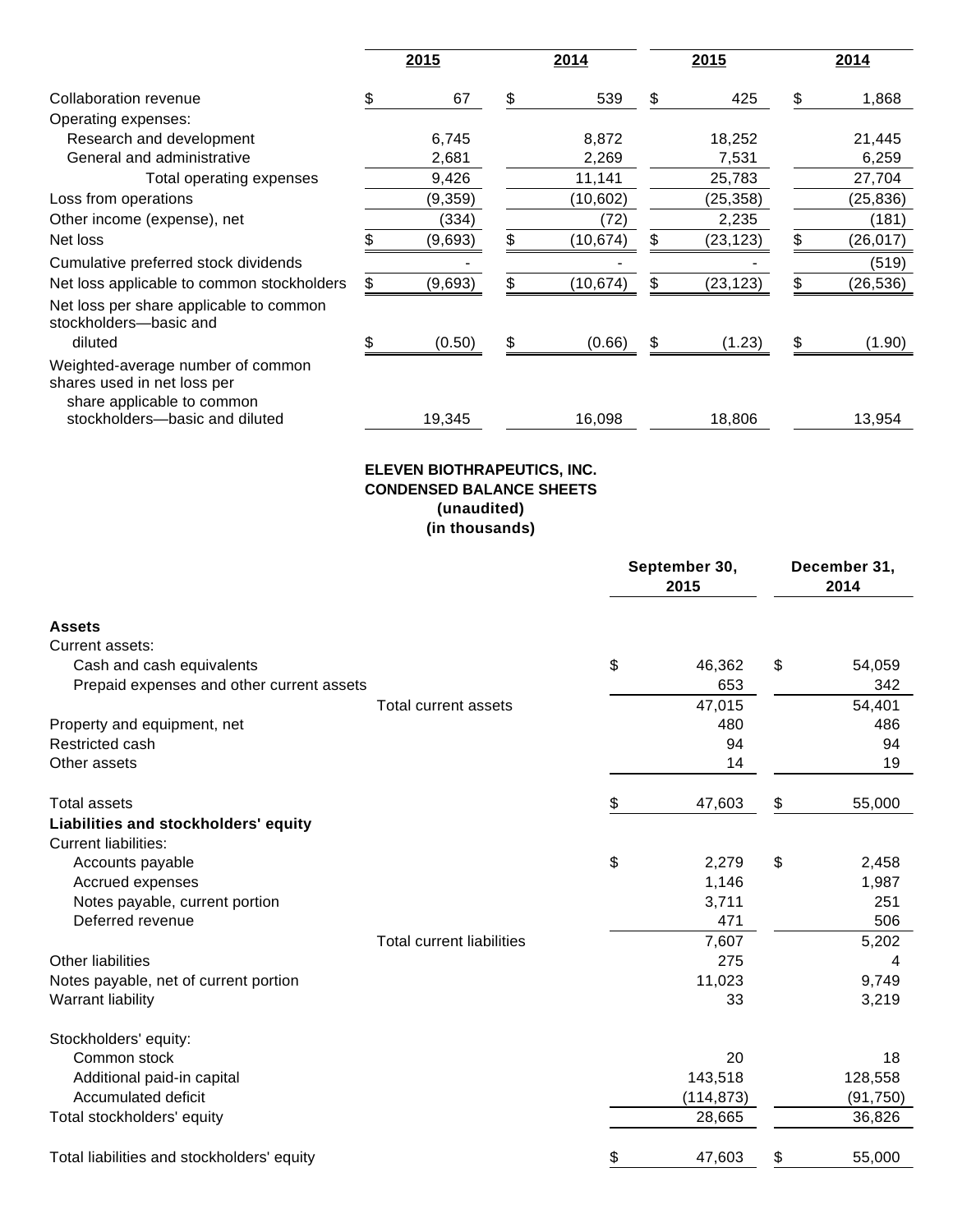| | 2015 | 2014 | 2015 | 2014 |
|---|---|---|---|---|
| Collaboration revenue | $ 67 | $ 539 | $ 425 | $ 1,868 |
| Operating expenses: | | | | |
| Research and development | 6,745 | 8,872 | 18,252 | 21,445 |
| General and administrative | 2,681 | 2,269 | 7,531 | 6,259 |
| Total operating expenses | 9,426 | 11,141 | 25,783 | 27,704 |
| Loss from operations | (9,359) | (10,602) | (25,358) | (25,836) |
| Other income (expense), net | (334) | (72) | 2,235 | (181) |
| Net loss | $ (9,693) | $ (10,674) | $ (23,123) | $ (26,017) |
| Cumulative preferred stock dividends | - | - | - | (519) |
| Net loss applicable to common stockholders | $ (9,693) | $ (10,674) | $ (23,123) | $ (26,536) |
| Net loss per share applicable to common stockholders—basic and diluted | $ (0.50) | $ (0.66) | $ (1.23) | $ (1.90) |
| Weighted-average number of common shares used in net loss per share applicable to common stockholders—basic and diluted | 19,345 | 16,098 | 18,806 | 13,954 |

**ELEVEN BIOTHRAPEUTICS, INC.**
**CONDENSED BALANCE SHEETS**
**(unaudited)**
**(in thousands)**

| | September 30, 2015 | December 31, 2014 |
|---|---|---|
| **Assets** | | |
| Current assets: | | |
| Cash and cash equivalents | $ 46,362 | $ 54,059 |
| Prepaid expenses and other current assets | 653 | 342 |
| Total current assets | 47,015 | 54,401 |
| Property and equipment, net | 480 | 486 |
| Restricted cash | 94 | 94 |
| Other assets | 14 | 19 |
| Total assets | $ 47,603 | $ 55,000 |
| **Liabilities and stockholders' equity** | | |
| Current liabilities: | | |
| Accounts payable | $ 2,279 | $ 2,458 |
| Accrued expenses | 1,146 | 1,987 |
| Notes payable, current portion | 3,711 | 251 |
| Deferred revenue | 471 | 506 |
| Total current liabilities | 7,607 | 5,202 |
| Other liabilities | 275 | 4 |
| Notes payable, net of current portion | 11,023 | 9,749 |
| Warrant liability | 33 | 3,219 |
| Stockholders' equity: | | |
| Common stock | 20 | 18 |
| Additional paid-in capital | 143,518 | 128,558 |
| Accumulated deficit | (114,873) | (91,750) |
| Total stockholders' equity | 28,665 | 36,826 |
| Total liabilities and stockholders' equity | $ 47,603 | $ 55,000 |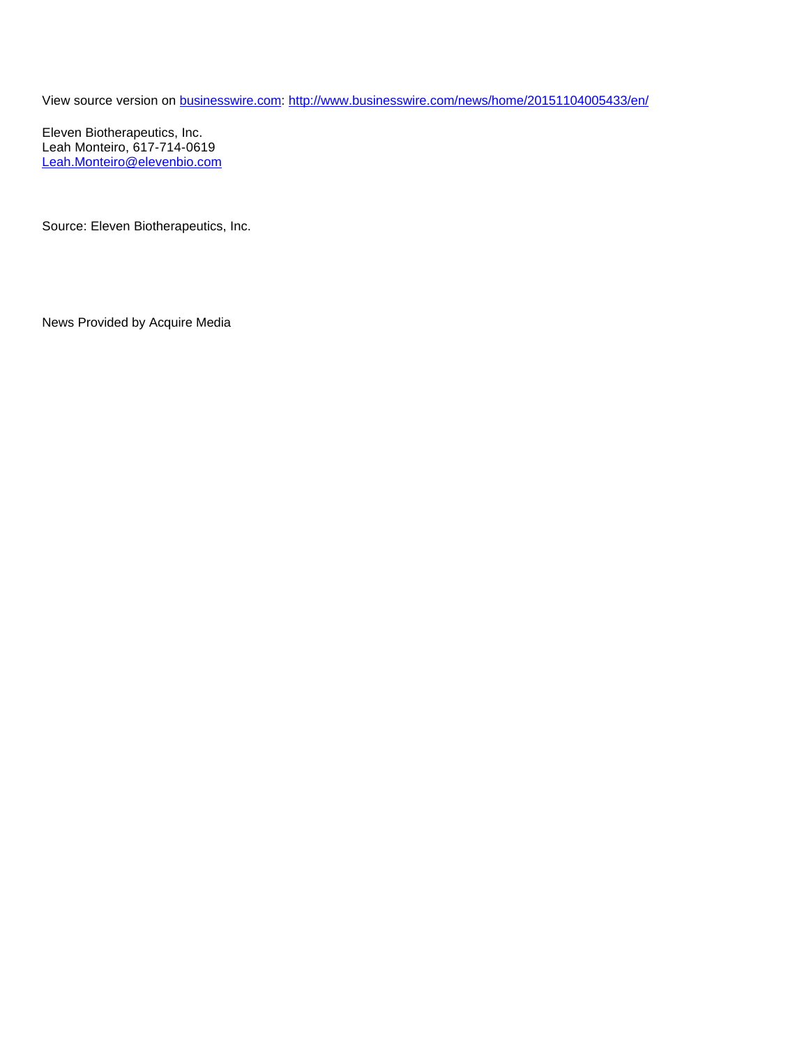View source version on [businesswire.com](http://businesswire.com): [http://www.businesswire.com/news/home/20151104005433/en/](http://www.businesswire.com/news/home/20151104005433/en/)

Eleven Biotherapeutics, Inc.
Leah Monteiro, 617-714-0619
[Leah.Monteiro@elevenbio.com](mailto:Leah.Monteiro@elevenbio.com)

Source: Eleven Biotherapeutics, Inc.

News Provided by Acquire Media